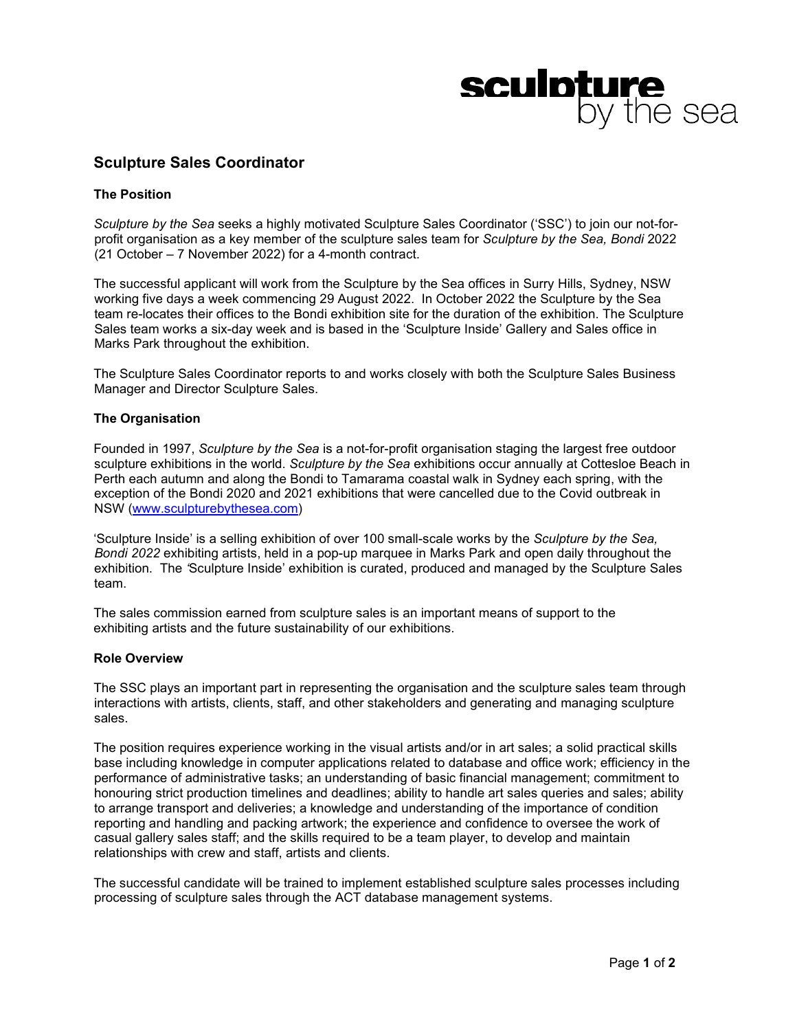sculpture by the sea

# Sculpture Sales Coordinator

## The Position

*Sculpture by the Sea* seeks a highly motivated Sculpture Sales Coordinator ('SSC') to join our not-for-profit organisation as a key member of the sculpture sales team for *Sculpture by the Sea, Bondi* 2022 (21 October – 7 November 2022) for a 4-month contract.

The successful applicant will work from the Sculpture by the Sea offices in Surry Hills, Sydney, NSW working five days a week commencing 29 August 2022. In October 2022 the Sculpture by the Sea team re-locates their offices to the Bondi exhibition site for the duration of the exhibition. The Sculpture Sales team works a six-day week and is based in the 'Sculpture Inside' Gallery and Sales office in Marks Park throughout the exhibition.

The Sculpture Sales Coordinator reports to and works closely with both the Sculpture Sales Business Manager and Director Sculpture Sales.

## The Organisation

Founded in 1997, *Sculpture by the Sea* is a not-for-profit organisation staging the largest free outdoor sculpture exhibitions in the world. *Sculpture by the Sea* exhibitions occur annually at Cottesloe Beach in Perth each autumn and along the Bondi to Tamarama coastal walk in Sydney each spring, with the exception of the Bondi 2020 and 2021 exhibitions that were cancelled due to the Covid outbreak in NSW (www.sculpturebythesea.com)

'Sculpture Inside' is a selling exhibition of over 100 small-scale works by the *Sculpture by the Sea, Bondi 2022* exhibiting artists, held in a pop-up marquee in Marks Park and open daily throughout the exhibition. The 'Sculpture Inside' exhibition is curated, produced and managed by the Sculpture Sales team.

The sales commission earned from sculpture sales is an important means of support to the exhibiting artists and the future sustainability of our exhibitions.

## Role Overview

The SSC plays an important part in representing the organisation and the sculpture sales team through interactions with artists, clients, staff, and other stakeholders and generating and managing sculpture sales.

The position requires experience working in the visual artists and/or in art sales; a solid practical skills base including knowledge in computer applications related to database and office work; efficiency in the performance of administrative tasks; an understanding of basic financial management; commitment to honouring strict production timelines and deadlines; ability to handle art sales queries and sales; ability to arrange transport and deliveries; a knowledge and understanding of the importance of condition reporting and handling and packing artwork; the experience and confidence to oversee the work of casual gallery sales staff; and the skills required to be a team player, to develop and maintain relationships with crew and staff, artists and clients.

The successful candidate will be trained to implement established sculpture sales processes including processing of sculpture sales through the ACT database management systems.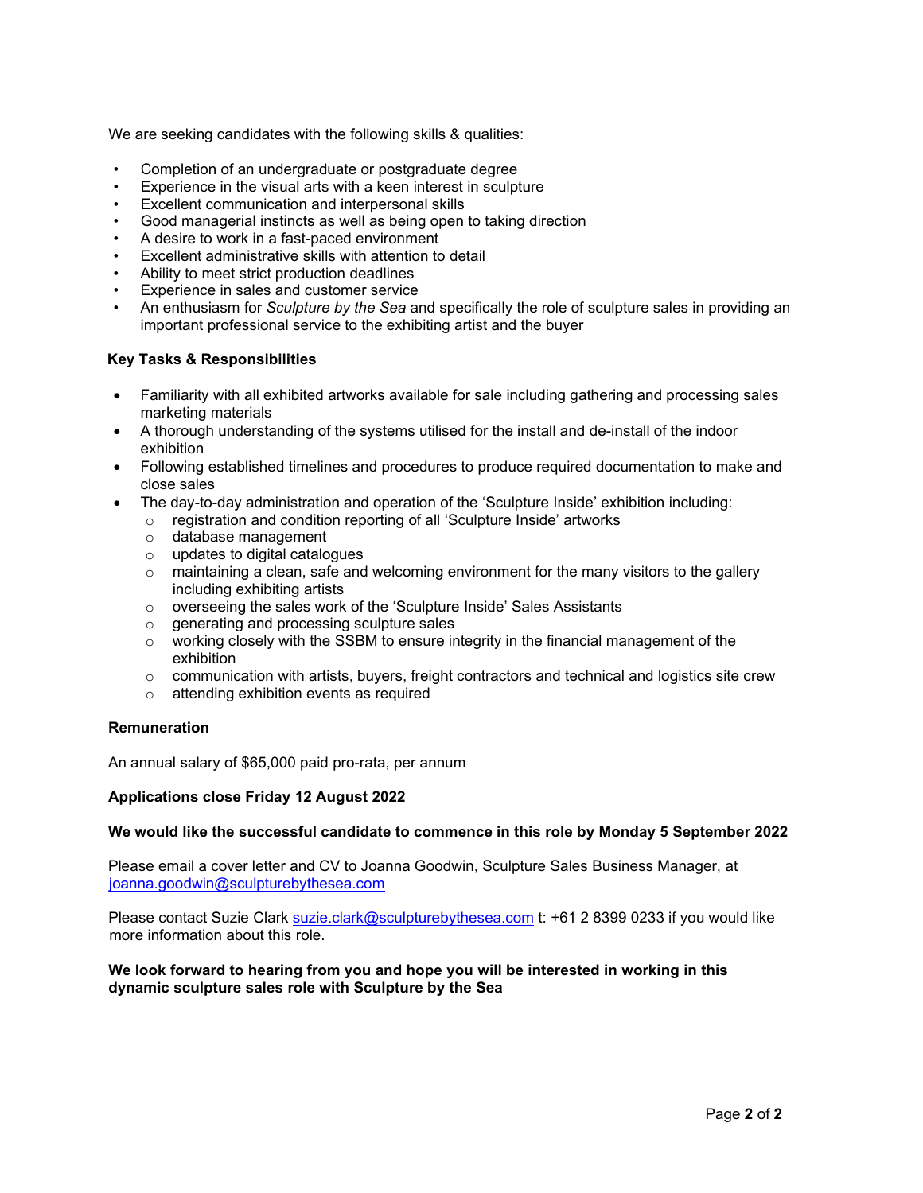We are seeking candidates with the following skills & qualities:

- Completion of an undergraduate or postgraduate degree
- Experience in the visual arts with a keen interest in sculpture
- Excellent communication and interpersonal skills
- Good managerial instincts as well as being open to taking direction
- A desire to work in a fast-paced environment
- Excellent administrative skills with attention to detail
- Ability to meet strict production deadlines
- Experience in sales and customer service
- An enthusiasm for *Sculpture by the Sea* and specifically the role of sculpture sales in providing an important professional service to the exhibiting artist and the buyer

**Key Tasks & Responsibilities**

- Familiarity with all exhibited artworks available for sale including gathering and processing sales marketing materials
- A thorough understanding of the systems utilised for the install and de-install of the indoor exhibition
- Following established timelines and procedures to produce required documentation to make and close sales
- The day-to-day administration and operation of the 'Sculpture Inside' exhibition including:
  - registration and condition reporting of all 'Sculpture Inside' artworks
  - database management
  - updates to digital catalogues
  - maintaining a clean, safe and welcoming environment for the many visitors to the gallery including exhibiting artists
  - overseeing the sales work of the 'Sculpture Inside' Sales Assistants
  - generating and processing sculpture sales
  - working closely with the SSBM to ensure integrity in the financial management of the exhibition
  - communication with artists, buyers, freight contractors and technical and logistics site crew
  - attending exhibition events as required

**Remuneration**

An annual salary of $65,000 paid pro-rata, per annum

**Applications close Friday 12 August 2022**

**We would like the successful candidate to commence in this role by Monday 5 September 2022**

Please email a cover letter and CV to Joanna Goodwin, Sculpture Sales Business Manager, at joanna.goodwin@sculpturebythesea.com

Please contact Suzie Clark suzie.clark@sculpturebythesea.com t: +61 2 8399 0233 if you would like more information about this role.

**We look forward to hearing from you and hope you will be interested in working in this dynamic sculpture sales role with Sculpture by the Sea**